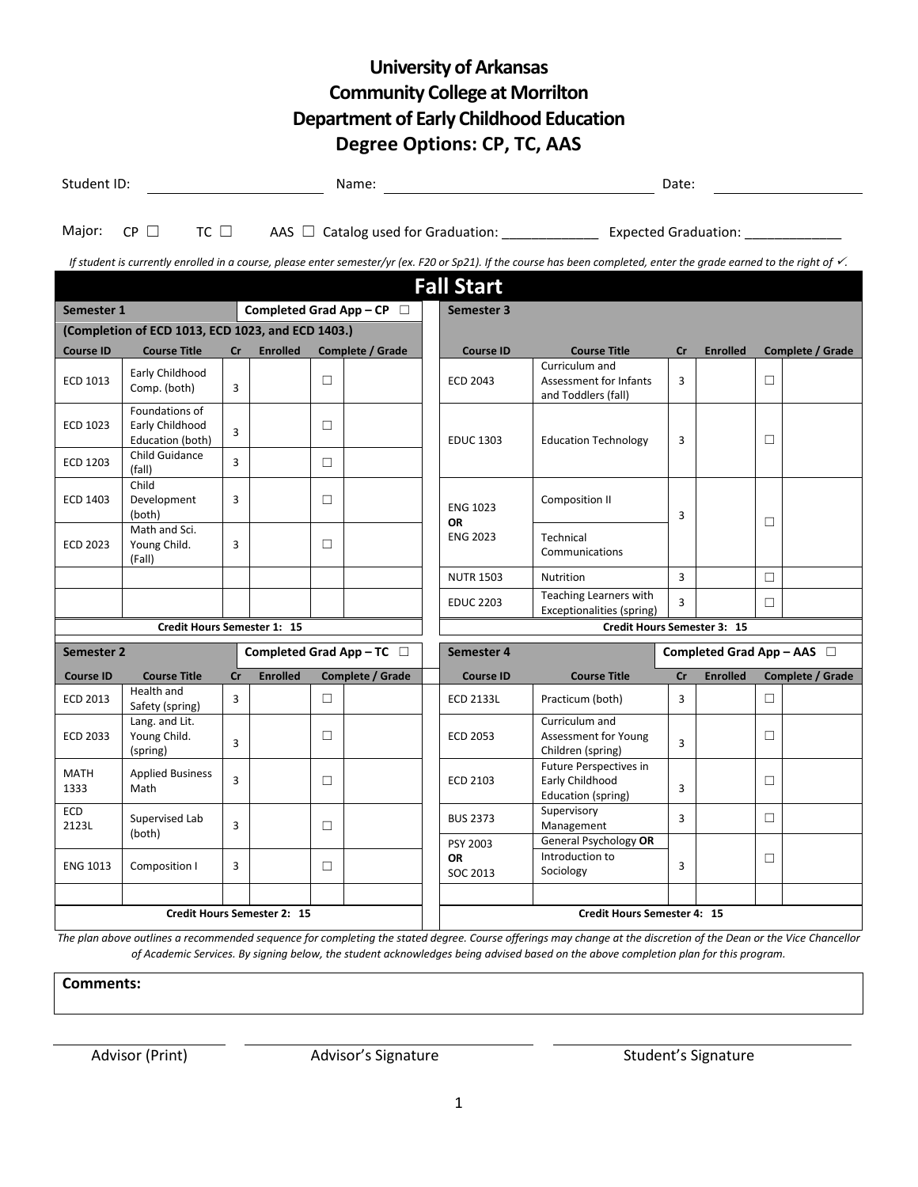# University of Arkansas
# Community College at Morrilton
# Department of Early Childhood Education
# Degree Options: CP, TC, AAS

Student ID: ____________________ Name: ______________________________ Date: ________________

Major: CP ☐ TC ☐ AAS ☐ Catalog used for Graduation: _____________ Expected Graduation: _____________

*If student is currently enrolled in a course, please enter semester/yr (ex. F20 or Sp21). If the course has been completed, enter the grade earned to the right of ✓.*

## Fall Start

**Semester 1** — Completed Grad App – CP ☐

**(Completion of ECD 1013, ECD 1023, and ECD 1403.)**

| Course ID | Course Title | Cr | Enrolled | Complete / Grade | |
|---|---|---|---|---|---|
| ECD 1013 | Early Childhood Comp. (both) | 3 | | ☐ | |
| ECD 1023 | Foundations of Early Childhood Education (both) | 3 | | ☐ | |
| ECD 1203 | Child Guidance (fall) | 3 | | ☐ | |
| ECD 1403 | Child Development (both) | 3 | | ☐ | |
| ECD 2023 | Math and Sci. Young Child. (Fall) | 3 | | ☐ | |
| | | | | | |
| | | | | | |
| **Credit Hours Semester 1: 15** | | | | | |

**Semester 3**

| Course ID | Course Title | Cr | Enrolled | Complete / Grade | |
|---|---|---|---|---|---|
| ECD 2043 | Curriculum and Assessment for Infants and Toddlers (fall) | 3 | | ☐ | |
| EDUC 1303 | Education Technology | 3 | | ☐ | |
| ENG 1023 **OR** ENG 2023 | Composition II / Technical Communications | 3 | | ☐ | |
| NUTR 1503 | Nutrition | 3 | | ☐ | |
| EDUC 2203 | Teaching Learners with Exceptionalities (spring) | 3 | | ☐ | |
| **Credit Hours Semester 3: 15** | | | | | |

**Semester 2** — Completed Grad App – TC ☐

| Course ID | Course Title | Cr | Enrolled | Complete / Grade | |
|---|---|---|---|---|---|
| ECD 2013 | Health and Safety (spring) | 3 | | ☐ | |
| ECD 2033 | Lang. and Lit. Young Child. (spring) | 3 | | ☐ | |
| MATH 1333 | Applied Business Math | 3 | | ☐ | |
| ECD 2123L | Supervised Lab (both) | 3 | | ☐ | |
| ENG 1013 | Composition I | 3 | | ☐ | |
| | | | | | |
| **Credit Hours Semester 2: 15** | | | | | |

**Semester 4** — Completed Grad App – AAS ☐

| Course ID | Course Title | Cr | Enrolled | Complete / Grade | |
|---|---|---|---|---|---|
| ECD 2133L | Practicum (both) | 3 | | ☐ | |
| ECD 2053 | Curriculum and Assessment for Young Children (spring) | 3 | | ☐ | |
| ECD 2103 | Future Perspectives in Early Childhood Education (spring) | 3 | | ☐ | |
| BUS 2373 | Supervisory Management | 3 | | ☐ | |
| PSY 2003 **OR** SOC 2013 | General Psychology **OR** Introduction to Sociology | 3 | | ☐ | |
| | | | | | |
| **Credit Hours Semester 4: 15** | | | | | |

*The plan above outlines a recommended sequence for completing the stated degree. Course offerings may change at the discretion of the Dean or the Vice Chancellor of Academic Services. By signing below, the student acknowledges being advised based on the above completion plan for this program.*

**Comments:**

Advisor (Print) ____________________ Advisor's Signature ____________________ Student's Signature ____________________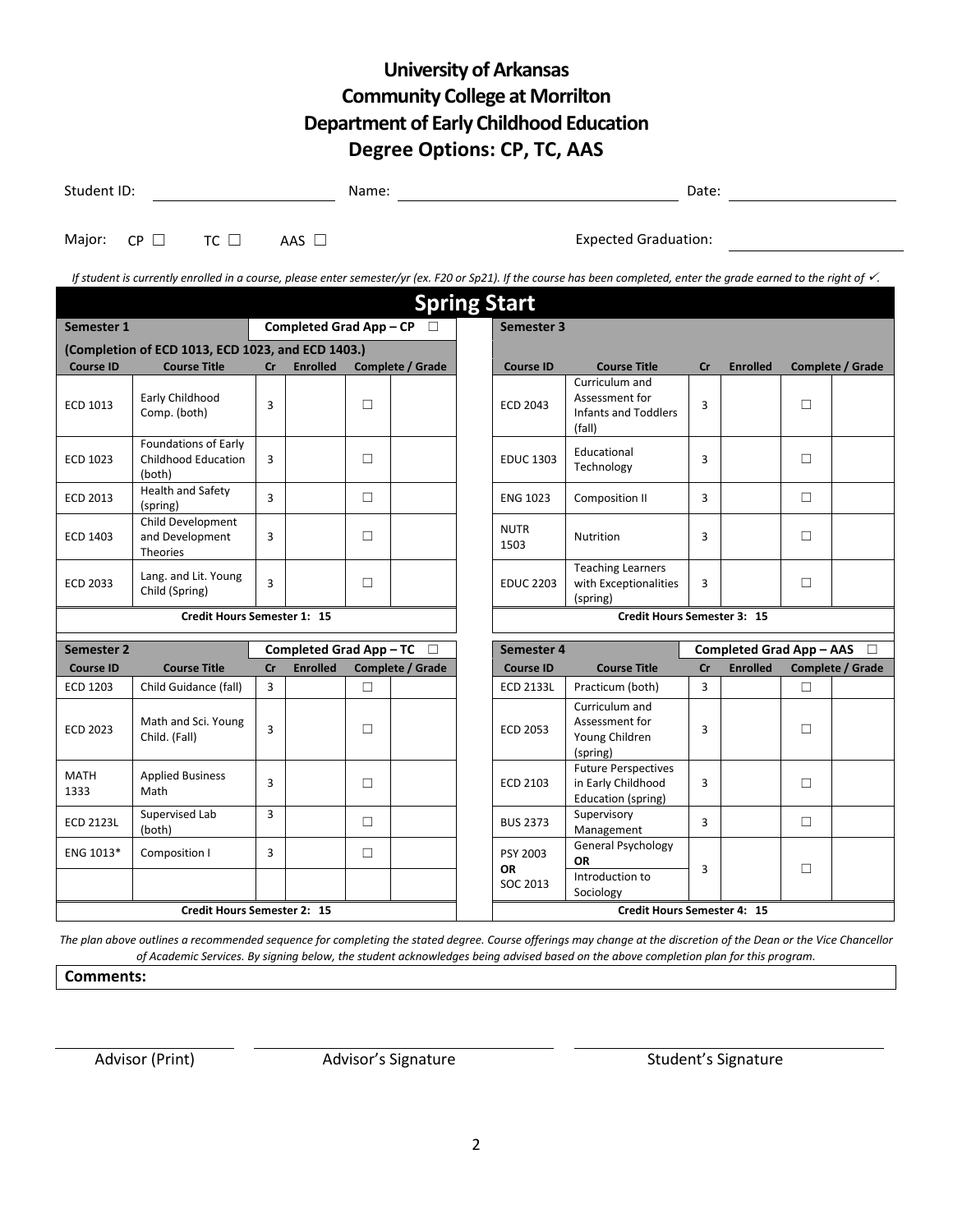# University of Arkansas
# Community College at Morrilton
# Department of Early Childhood Education
# Degree Options: CP, TC, AAS

Student ID: ____________ Name: ____________ Date: ____________

Major: CP ☐ TC ☐ AAS ☐ Expected Graduation: ____________

*If student is currently enrolled in a course, please enter semester/yr (ex. F20 or Sp21). If the course has been completed, enter the grade earned to the right of ✓.*

## Spring Start

| **Semester 1** | | **Completed Grad App – CP ☐** | | | |
|---|---|---|---|---|---|
| **(Completion of ECD 1013, ECD 1023, and ECD 1403.)** | | | | | |
| **Course ID** | **Course Title** | **Cr** | **Enrolled** | **Complete / Grade** | |
| ECD 1013 | Early Childhood Comp. (both) | 3 | | ☐ | |
| ECD 1023 | Foundations of Early Childhood Education (both) | 3 | | ☐ | |
| ECD 2013 | Health and Safety (spring) | 3 | | ☐ | |
| ECD 1403 | Child Development and Development Theories | 3 | | ☐ | |
| ECD 2033 | Lang. and Lit. Young Child (Spring) | 3 | | ☐ | |
| **Credit Hours Semester 1: 15** | | | | | |

| **Semester 2** | | **Completed Grad App – TC ☐** | | | |
|---|---|---|---|---|---|
| **Course ID** | **Course Title** | **Cr** | **Enrolled** | **Complete / Grade** | |
| ECD 1203 | Child Guidance (fall) | 3 | | ☐ | |
| ECD 2023 | Math and Sci. Young Child. (Fall) | 3 | | ☐ | |
| MATH 1333 | Applied Business Math | 3 | | ☐ | |
| ECD 2123L | Supervised Lab (both) | 3 | | ☐ | |
| ENG 1013* | Composition I | 3 | | ☐ | |
| | | | | | |
| **Credit Hours Semester 2: 15** | | | | | |

| **Semester 3** | | | | | |
|---|---|---|---|---|---|
| **Course ID** | **Course Title** | **Cr** | **Enrolled** | **Complete / Grade** | |
| ECD 2043 | Curriculum and Assessment for Infants and Toddlers (fall) | 3 | | ☐ | |
| EDUC 1303 | Educational Technology | 3 | | ☐ | |
| ENG 1023 | Composition II | 3 | | ☐ | |
| NUTR 1503 | Nutrition | 3 | | ☐ | |
| EDUC 2203 | Teaching Learners with Exceptionalities (spring) | 3 | | ☐ | |
| **Credit Hours Semester 3: 15** | | | | | |

| **Semester 4** | | **Completed Grad App – AAS ☐** | | | |
|---|---|---|---|---|---|
| **Course ID** | **Course Title** | **Cr** | **Enrolled** | **Complete / Grade** | |
| ECD 2133L | Practicum (both) | 3 | | ☐ | |
| ECD 2053 | Curriculum and Assessment for Young Children (spring) | 3 | | ☐ | |
| ECD 2103 | Future Perspectives in Early Childhood Education (spring) | 3 | | ☐ | |
| BUS 2373 | Supervisory Management | 3 | | ☐ | |
| PSY 2003 **OR** SOC 2013 | General Psychology **OR** Introduction to Sociology | 3 | | ☐ | |
| **Credit Hours Semester 4: 15** | | | | | |

*The plan above outlines a recommended sequence for completing the stated degree. Course offerings may change at the discretion of the Dean or the Vice Chancellor of Academic Services. By signing below, the student acknowledges being advised based on the above completion plan for this program.*

**Comments:**

Advisor (Print) ____________ Advisor's Signature ____________ Student's Signature ____________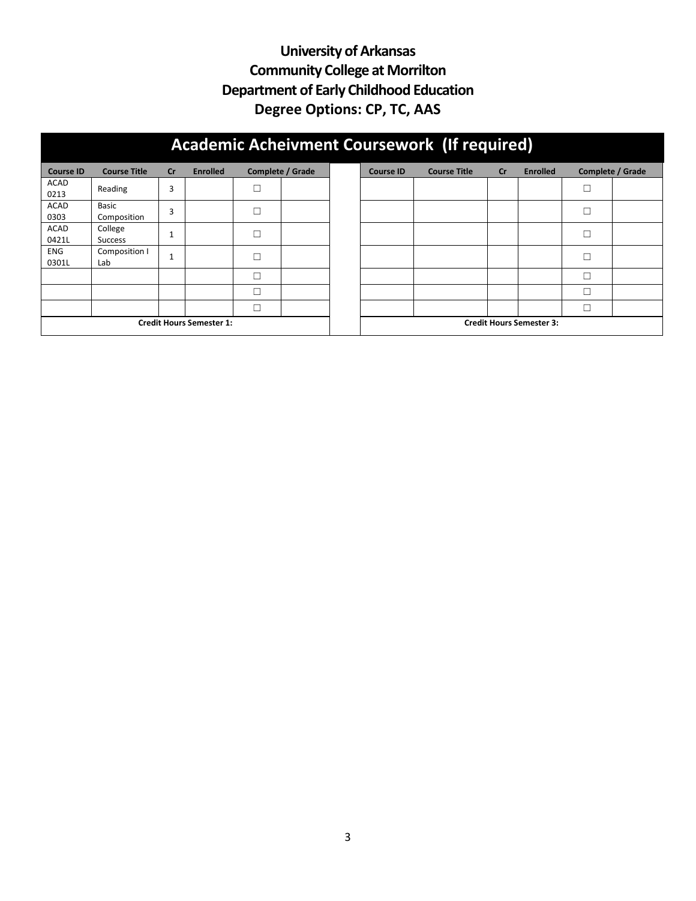**University of Arkansas**
**Community College at Morrilton**
**Department of Early Childhood Education**
**Degree Options: CP, TC, AAS**

## Academic Acheivment Coursework (If required)

| Course ID | Course Title | Cr | Enrolled | Complete / Grade | | | Course ID | Course Title | Cr | Enrolled | Complete / Grade | |
|---|---|---|---|---|---|---|---|---|---|---|---|---|
| ACAD 0213 | Reading | 3 | | ☐ | | | | | | | ☐ | |
| ACAD 0303 | Basic Composition | 3 | | ☐ | | | | | | | ☐ | |
| ACAD 0421L | College Success | 1 | | ☐ | | | | | | | ☐ | |
| ENG 0301L | Composition I Lab | 1 | | ☐ | | | | | | | ☐ | |
| | | | | ☐ | | | | | | | ☐ | |
| | | | | ☐ | | | | | | | ☐ | |
| | | | | ☐ | | | | | | | ☐ | |
| **Credit Hours Semester 1:** | | | | | | | **Credit Hours Semester 3:** | | | | | |